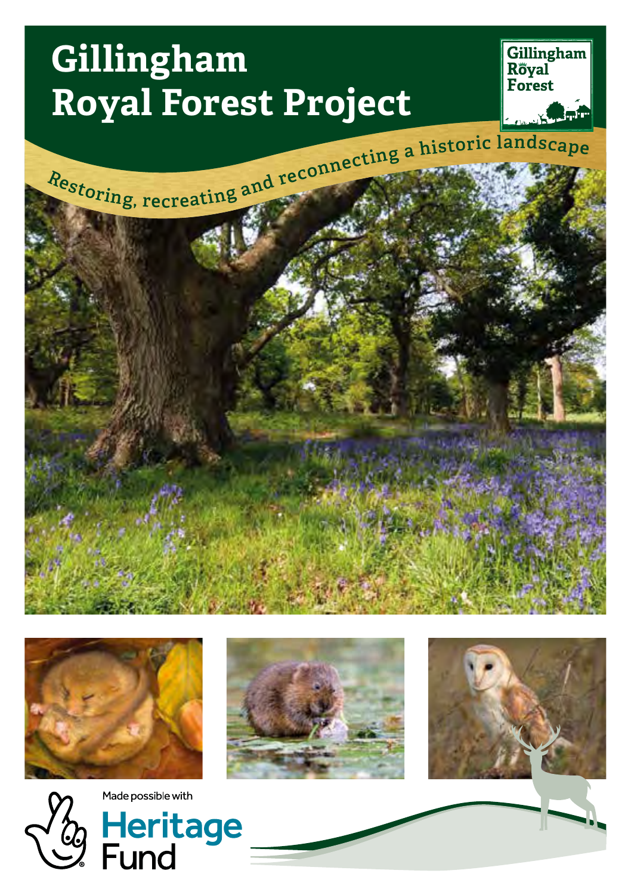# Gillingham Royal Forest Project

Restoring, recreating and reconnecting a historic landscape

Made possible with Heritage Fund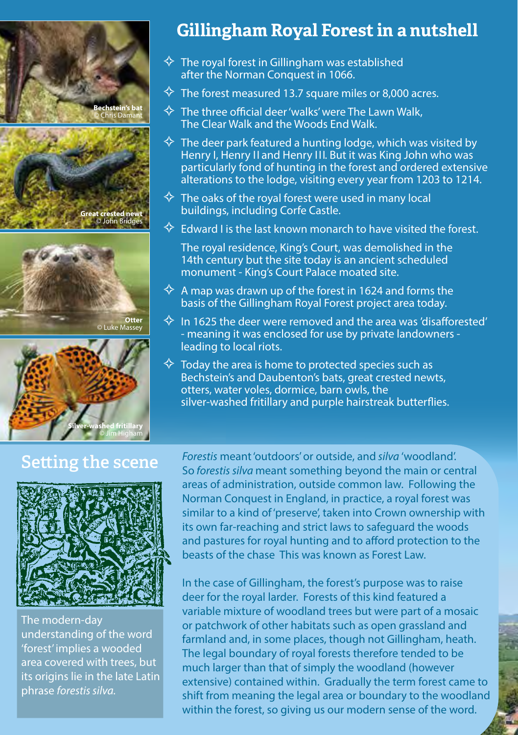## Gillingham Royal Forest in a nutshell

- The royal forest in Gillingham was established after the Norman Conquest in 1066.
- The forest measured 13.7 square miles or 8,000 acres.
- The three official deer 'walks' were The Lawn Walk, The Clear Walk and the Woods End Walk.
- The deer park featured a hunting lodge, which was visited by Henry I, Henry II and Henry III. But it was King John who was particularly fond of hunting in the forest and ordered extensive alterations to the lodge, visiting every year from 1203 to 1214.
- The oaks of the royal forest were used in many local buildings, including Corfe Castle.
- Edward I is the last known monarch to have visited the forest.

  The royal residence, King's Court, was demolished in the 14th century but the site today is an ancient scheduled monument - King's Court Palace moated site.
- A map was drawn up of the forest in 1624 and forms the basis of the Gillingham Royal Forest project area today.
- In 1625 the deer were removed and the area was 'disafforested' - meaning it was enclosed for use by private landowners - leading to local riots.
- Today the area is home to protected species such as Bechstein's and Daubenton's bats, great crested newts, otters, water voles, dormice, barn owls, the silver-washed fritillary and purple hairstreak butterflies.

**Bechstein's bat** © Chris Damant

**Great crested newt** © John Bridges

**Otter** © Luke Massey

**Silver-washed fritillary** © Jim Higham

## Setting the scene

The modern-day understanding of the word 'forest' implies a wooded area covered with trees, but its origins lie in the late Latin phrase *forestis silva.*

*Forestis* meant 'outdoors' or outside, and *silva* 'woodland'. So *forestis silva* meant something beyond the main or central areas of administration, outside common law. Following the Norman Conquest in England, in practice, a royal forest was similar to a kind of 'preserve', taken into Crown ownership with its own far-reaching and strict laws to safeguard the woods and pastures for royal hunting and to afford protection to the beasts of the chase This was known as Forest Law.

In the case of Gillingham, the forest's purpose was to raise deer for the royal larder. Forests of this kind featured a variable mixture of woodland trees but were part of a mosaic or patchwork of other habitats such as open grassland and farmland and, in some places, though not Gillingham, heath. The legal boundary of royal forests therefore tended to be much larger than that of simply the woodland (however extensive) contained within. Gradually the term forest came to shift from meaning the legal area or boundary to the woodland within the forest, so giving us our modern sense of the word.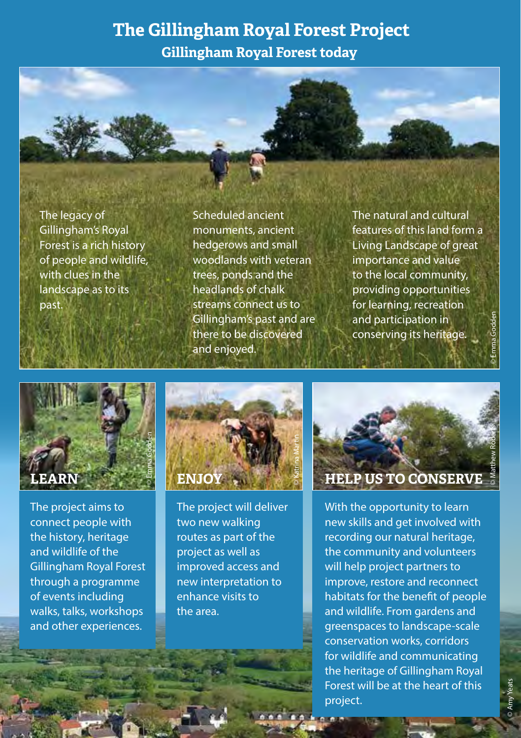# The Gillingham Royal Forest Project

## Gillingham Royal Forest today

The legacy of Gillingham's Royal Forest is a rich history of people and wildlife, with clues in the landscape as to its past.

Scheduled ancient monuments, ancient hedgerows and small woodlands with veteran trees, ponds and the headlands of chalk streams connect us to Gillingham's past and are there to be discovered and enjoyed.

The natural and cultural features of this land form a Living Landscape of great importance and value to the local community, providing opportunities for learning, recreation and participation in conserving its heritage.

© Emma Godden

### LEARN

© Emma Godden

The project aims to connect people with the history, heritage and wildlife of the Gillingham Royal Forest through a programme of events including walks, talks, workshops and other experiences.

### ENJOY

© Katrina Martin

The project will deliver two new walking routes as part of the project as well as improved access and new interpretation to enhance visits to the area.

### HELP US TO CONSERVE

© Matthew Roberts

With the opportunity to learn new skills and get involved with recording our natural heritage, the community and volunteers will help project partners to improve, restore and reconnect habitats for the benefit of people and wildlife. From gardens and greenspaces to landscape-scale conservation works, corridors for wildlife and communicating the heritage of Gillingham Royal Forest will be at the heart of this project.

© Amy Yeats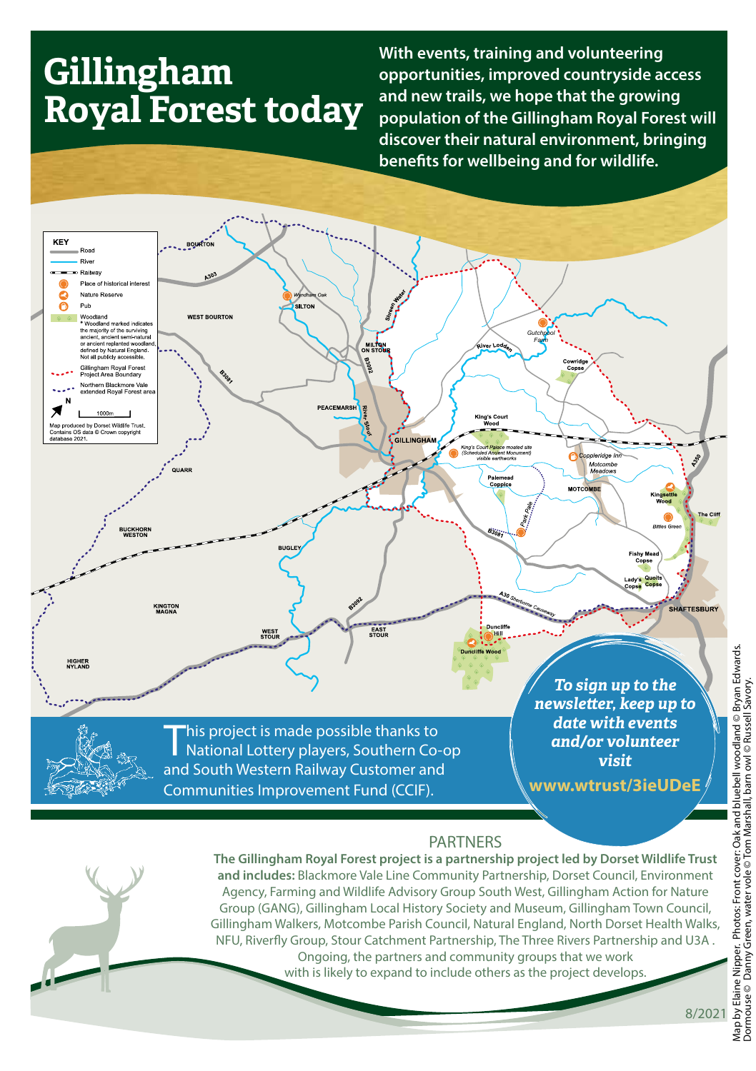# Gillingham Royal Forest today

**With events, training and volunteering opportunities, improved countryside access and new trails, we hope that the growing population of the Gillingham Royal Forest will discover their natural environment, bringing benefits for wellbeing and for wildlife.**

**KEY**

Road
River
Railway
Place of historical interest
Nature Reserve
Pub
Woodland
* Woodland marked indicates the majority of the surviving ancient, ancient semi-natural or ancient replanted woodland, defined by Natural England. Not all publicly accessible.
Gillingham Royal Forest Project Area Boundary
Northern Blackmore Vale extended Royal Forest area

N

1000m

Map produced by Dorset Wildlife Trust. Contains OS data © Crown copyright database 2021.

BOURTON
A303
WEST BOURTON
Wyndham Oak
SILTON
Shreen Water
MILTON ON STOUR
B3092
B3081
River Lodden
Gutch Pool Farm
Cowridge Copse
PEACEMARSH
River Stour
GILLINGHAM
King's Court Wood
King's Court Palace moated site (Scheduled Ancient Monument) visible earthworks
Coppleridge Inn
Motcombe Meadows
A350
QUARR
Palemead Coppice
MOTCOMBE
Kingsettle Wood
The Cliff
Park Pale
B3081
Bittles Green
BUCKHORN WESTON
BUGLEY
Fishy Mead Copse
Lady's Copse
Quoits Copse
B3092
A30 Shaftesbury Causeway
SHAFTESBURY
KINGTON MAGNA
Duncliffe Hill
WEST STOUR
EAST STOUR
Duncliffe Wood
HIGHER NYLAND

This project is made possible thanks to National Lottery players, Southern Co-op and South Western Railway Customer and Communities Improvement Fund (CCIF).

*To sign up to the newsletter, keep up to date with events and/or volunteer visit*

**www.wtrust/3ieUDeE**

## PARTNERS

**The Gillingham Royal Forest project is a partnership project led by Dorset Wildlife Trust and includes:** Blackmore Vale Line Community Partnership, Dorset Council, Environment Agency, Farming and Wildlife Advisory Group South West, Gillingham Action for Nature Group (GANG), Gillingham Local History Society and Museum, Gillingham Town Council, Gillingham Walkers, Motcombe Parish Council, Natural England, North Dorset Health Walks, NFU, Riverfly Group, Stour Catchment Partnership, The Three Rivers Partnership and U3A . Ongoing, the partners and community groups that we work with is likely to expand to include others as the project develops.

8/2021

Map by Elaine Nipper. Photos: Front cover: Oak and bluebell woodland © Bryan Edwards. Dormouse © Danny Green, water vole © Tom Marshall, barn owl © Russell Savory.